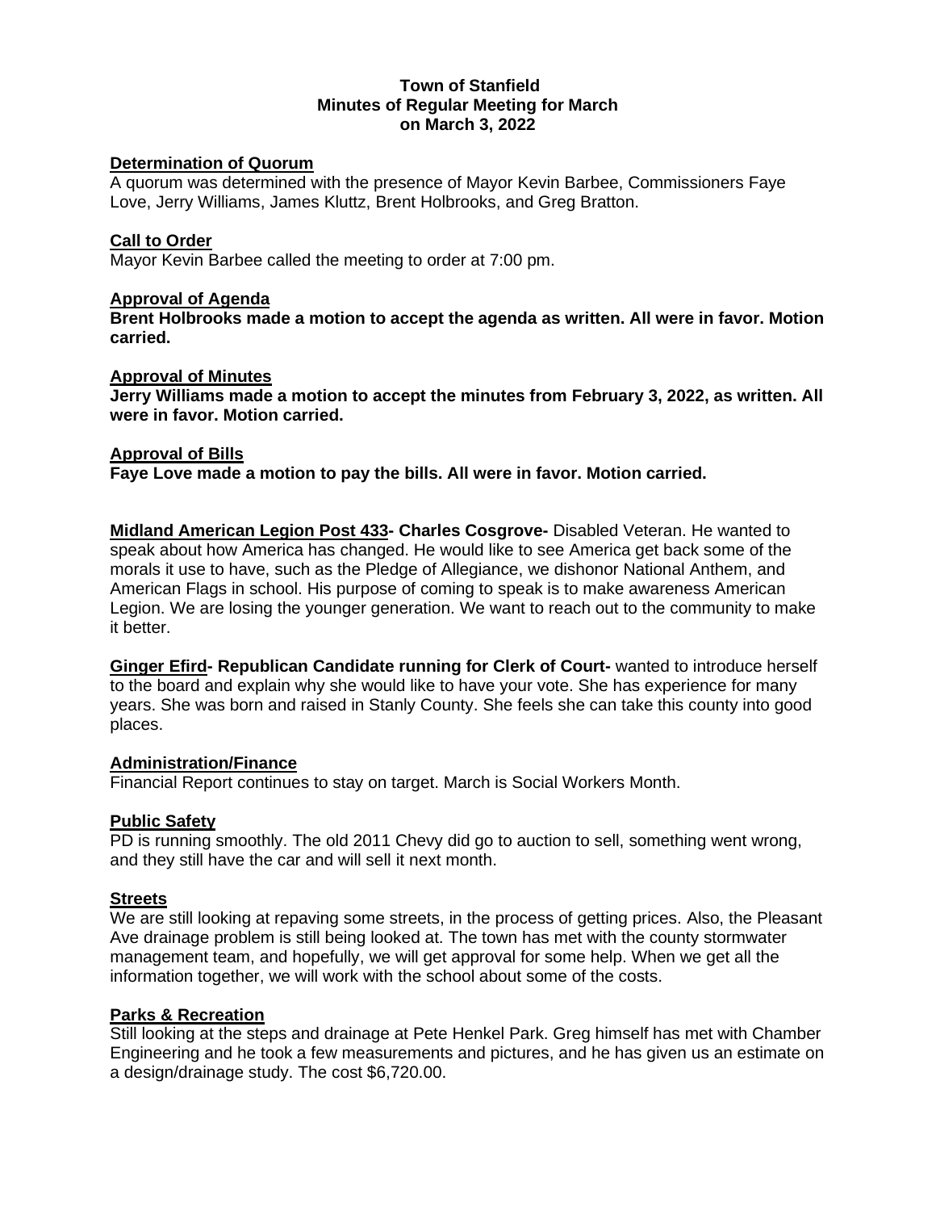# Town of Stanfield
## Minutes of Regular Meeting for March
## on March 3, 2022

**Determination of Quorum**

A quorum was determined with the presence of Mayor Kevin Barbee, Commissioners Faye Love, Jerry Williams, James Kluttz, Brent Holbrooks, and Greg Bratton.

**Call to Order**

Mayor Kevin Barbee called the meeting to order at 7:00 pm.

**Approval of Agenda**

**Brent Holbrooks made a motion to accept the agenda as written. All were in favor. Motion carried.**

**Approval of Minutes**

**Jerry Williams made a motion to accept the minutes from February 3, 2022, as written. All were in favor. Motion carried.**

**Approval of Bills**

**Faye Love made a motion to pay the bills. All were in favor. Motion carried.**

**Midland American Legion Post 433- Charles Cosgrove-** Disabled Veteran. He wanted to speak about how America has changed. He would like to see America get back some of the morals it use to have, such as the Pledge of Allegiance, we dishonor National Anthem, and American Flags in school. His purpose of coming to speak is to make awareness American Legion. We are losing the younger generation. We want to reach out to the community to make it better.

**Ginger Efird- Republican Candidate running for Clerk of Court-** wanted to introduce herself to the board and explain why she would like to have your vote. She has experience for many years. She was born and raised in Stanly County. She feels she can take this county into good places.

**Administration/Finance**

Financial Report continues to stay on target. March is Social Workers Month.

**Public Safety**

PD is running smoothly. The old 2011 Chevy did go to auction to sell, something went wrong, and they still have the car and will sell it next month.

**Streets**

We are still looking at repaving some streets, in the process of getting prices. Also, the Pleasant Ave drainage problem is still being looked at. The town has met with the county stormwater management team, and hopefully, we will get approval for some help. When we get all the information together, we will work with the school about some of the costs.

**Parks & Recreation**

Still looking at the steps and drainage at Pete Henkel Park. Greg himself has met with Chamber Engineering and he took a few measurements and pictures, and he has given us an estimate on a design/drainage study. The cost $6,720.00.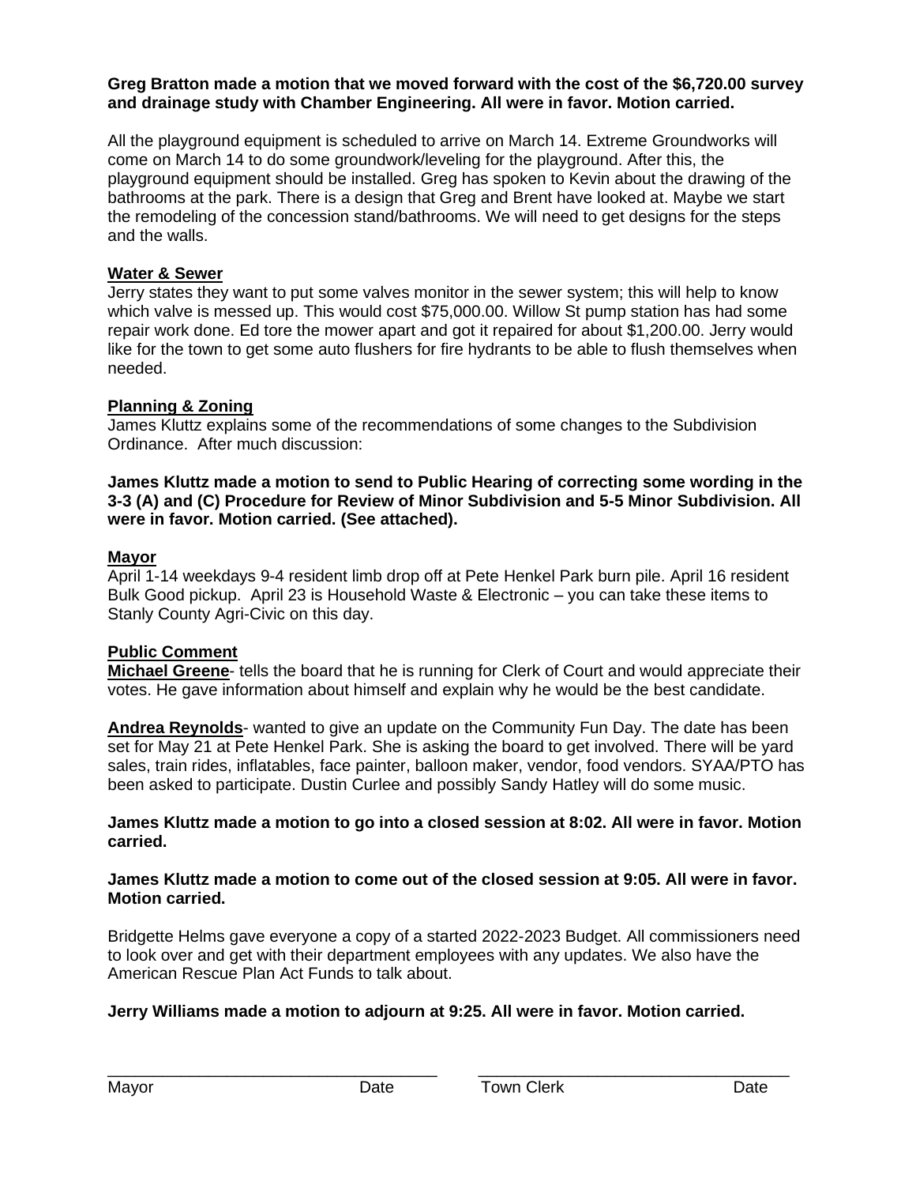**Greg Bratton made a motion that we moved forward with the cost of the $6,720.00 survey and drainage study with Chamber Engineering. All were in favor. Motion carried.**

All the playground equipment is scheduled to arrive on March 14. Extreme Groundworks will come on March 14 to do some groundwork/leveling for the playground. After this, the playground equipment should be installed. Greg has spoken to Kevin about the drawing of the bathrooms at the park. There is a design that Greg and Brent have looked at. Maybe we start the remodeling of the concession stand/bathrooms. We will need to get designs for the steps and the walls.

**Water & Sewer**

Jerry states they want to put some valves monitor in the sewer system; this will help to know which valve is messed up. This would cost $75,000.00. Willow St pump station has had some repair work done. Ed tore the mower apart and got it repaired for about $1,200.00. Jerry would like for the town to get some auto flushers for fire hydrants to be able to flush themselves when needed.

**Planning & Zoning**

James Kluttz explains some of the recommendations of some changes to the Subdivision Ordinance. After much discussion:

**James Kluttz made a motion to send to Public Hearing of correcting some wording in the 3-3 (A) and (C) Procedure for Review of Minor Subdivision and 5-5 Minor Subdivision. All were in favor. Motion carried. (See attached).**

**Mayor**

April 1-14 weekdays 9-4 resident limb drop off at Pete Henkel Park burn pile. April 16 resident Bulk Good pickup. April 23 is Household Waste & Electronic – you can take these items to Stanly County Agri-Civic on this day.

**Public Comment**

**Michael Greene**- tells the board that he is running for Clerk of Court and would appreciate their votes. He gave information about himself and explain why he would be the best candidate.

**Andrea Reynolds**- wanted to give an update on the Community Fun Day. The date has been set for May 21 at Pete Henkel Park. She is asking the board to get involved. There will be yard sales, train rides, inflatables, face painter, balloon maker, vendor, food vendors. SYAA/PTO has been asked to participate. Dustin Curlee and possibly Sandy Hatley will do some music.

**James Kluttz made a motion to go into a closed session at 8:02. All were in favor. Motion carried.**

**James Kluttz made a motion to come out of the closed session at 9:05. All were in favor. Motion carried.**

Bridgette Helms gave everyone a copy of a started 2022-2023 Budget. All commissioners need to look over and get with their department employees with any updates. We also have the American Rescue Plan Act Funds to talk about.

**Jerry Williams made a motion to adjourn at 9:25. All were in favor. Motion carried.**

\_\_\_\_\_\_\_\_\_\_\_\_\_\_\_\_\_\_\_\_\_\_\_\_\_\_\_\_\_\_\_\_\_\_ \_\_\_\_\_\_\_\_\_\_\_\_\_\_\_\_\_\_\_\_\_\_\_\_\_\_\_\_\_\_\_\_\_\_

Mayor Date Town Clerk Date